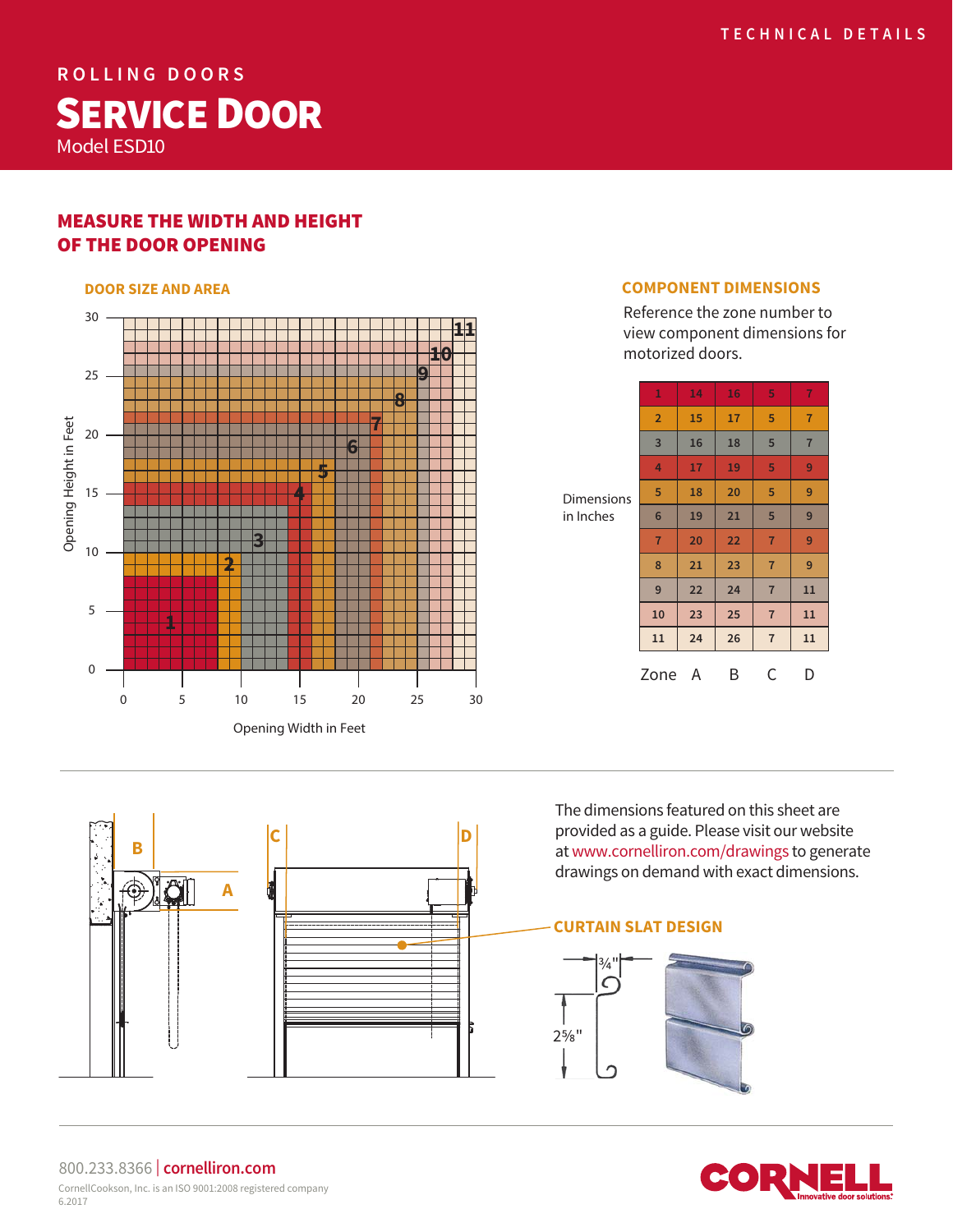# ROLLING DOORS

# SERVICE DOOR

Model ESD10

TECHNICAL DETAILS

## MEASURE THE WIDTH AND HEIGHT OF THE DOOR OPENING

### DOOR SIZE AND AREA

Opening Height in Feet (0–30) vs. Opening Width in Feet (0–30), zones 1–11.

### COMPONENT DIMENSIONS

Reference the zone number to view component dimensions for motorized doors.

Dimensions in Inches

| Zone | A | B | C | D |
|---|---|---|---|---|
| 1 | 14 | 16 | 5 | 7 |
| 2 | 15 | 17 | 5 | 7 |
| 3 | 16 | 18 | 5 | 7 |
| 4 | 17 | 19 | 5 | 9 |
| 5 | 18 | 20 | 5 | 9 |
| 6 | 19 | 21 | 5 | 9 |
| 7 | 20 | 22 | 7 | 9 |
| 8 | 21 | 23 | 7 | 9 |
| 9 | 22 | 24 | 7 | 11 |
| 10 | 23 | 25 | 7 | 11 |
| 11 | 24 | 26 | 7 | 11 |

The dimensions featured on this sheet are provided as a guide. Please visit our website at www.cornelliron.com/drawings to generate drawings on demand with exact dimensions.

### CURTAIN SLAT DESIGN

¾" — 2⅝"

800.233.8366 | cornelliron.com

CornellCookson, Inc. is an ISO 9001:2008 registered company

6.2017

CORNELL Innovative door solutions.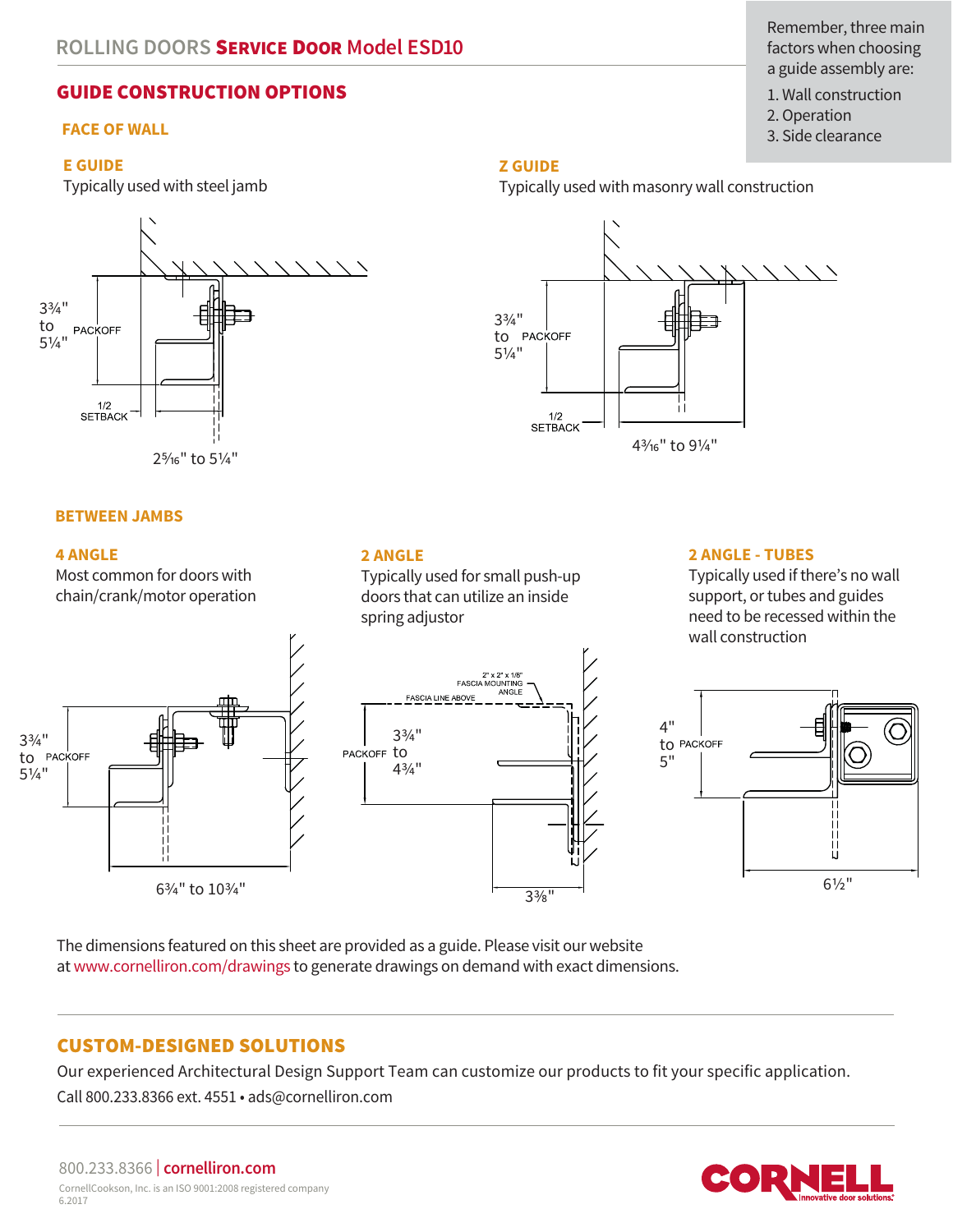ROLLING DOORS **SERVICE DOOR** Model ESD10

Remember, three main factors when choosing a guide assembly are:

1. Wall construction
2. Operation
3. Side clearance

## GUIDE CONSTRUCTION OPTIONS

### FACE OF WALL

#### E GUIDE

Typically used with steel jamb

3¾" to 5¼" PACKOFF

1/2 SETBACK

2⁵⁄₁₆" to 5¼"

#### Z GUIDE

Typically used with masonry wall construction

3¾" to 5¼" PACKOFF

1/2 SETBACK

4³⁄₁₆" to 9¼"

### BETWEEN JAMBS

#### 4 ANGLE

Most common for doors with chain/crank/motor operation

3¾" to 5¼" PACKOFF

6¾" to 10¾"

#### 2 ANGLE

Typically used for small push-up doors that can utilize an inside spring adjustor

2" x 2" x 1/8" FASCIA MOUNTING ANGLE

FASCIA LINE ABOVE

PACKOFF 3¾" to 4¾"

3⅜"

#### 2 ANGLE - TUBES

Typically used if there's no wall support, or tubes and guides need to be recessed within the wall construction

4" to 5" PACKOFF

6½"

The dimensions featured on this sheet are provided as a guide. Please visit our website at www.cornelliron.com/drawings to generate drawings on demand with exact dimensions.

## CUSTOM-DESIGNED SOLUTIONS

Our experienced Architectural Design Support Team can customize our products to fit your specific application.

Call 800.233.8366 ext. 4551 • ads@cornelliron.com

800.233.8366 | cornelliron.com

CornellCookson, Inc. is an ISO 9001:2008 registered company

6.2017

CORNELL innovative door solutions.